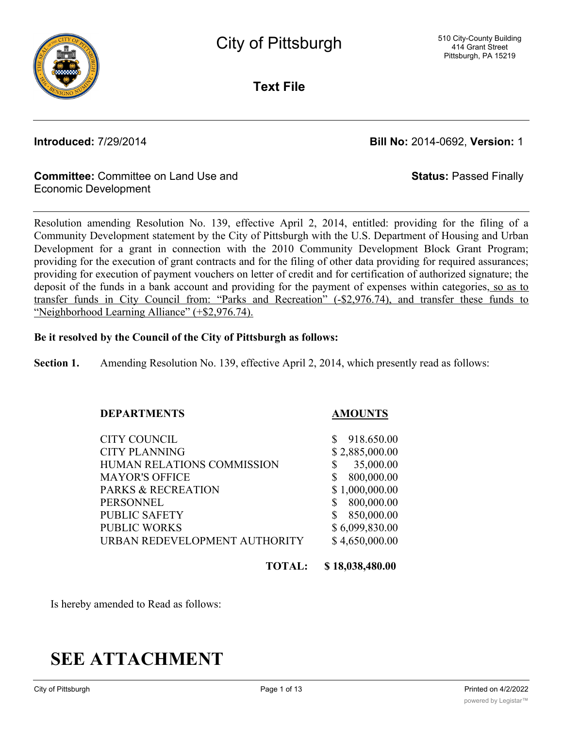# City of Pittsburgh

510 City-County Building
414 Grant Street
Pittsburgh, PA 15219

**Text File**

**Introduced:** 7/29/2014 **Bill No:** 2014-0692, **Version:** 1

**Committee:** Committee on Land Use and Economic Development **Status:** Passed Finally

Resolution amending Resolution No. 139, effective April 2, 2014, entitled: providing for the filing of a Community Development statement by the City of Pittsburgh with the U.S. Department of Housing and Urban Development for a grant in connection with the 2010 Community Development Block Grant Program; providing for the execution of grant contracts and for the filing of other data providing for required assurances; providing for execution of payment vouchers on letter of credit and for certification of authorized signature; the deposit of the funds in a bank account and providing for the payment of expenses within categories, so as to transfer funds in City Council from: "Parks and Recreation" (-$2,976.74), and transfer these funds to "Neighborhood Learning Alliance" (+$2,976.74).

**Be it resolved by the Council of the City of Pittsburgh as follows:**

**Section 1.** Amending Resolution No. 139, effective April 2, 2014, which presently read as follows:

| DEPARTMENTS | AMOUNTS |
|---|---|
| CITY COUNCIL | $ 918.650.00 |
| CITY PLANNING | $ 2,885,000.00 |
| HUMAN RELATIONS COMMISSION | $ 35,000.00 |
| MAYOR'S OFFICE | $ 800,000.00 |
| PARKS & RECREATION | $ 1,000,000.00 |
| PERSONNEL | $ 800,000.00 |
| PUBLIC SAFETY | $ 850,000.00 |
| PUBLIC WORKS | $ 6,099,830.00 |
| URBAN REDEVELOPMENT AUTHORITY | $ 4,650,000.00 |
| **TOTAL:** | **$ 18,038,480.00** |

Is hereby amended to Read as follows:

# SEE ATTACHMENT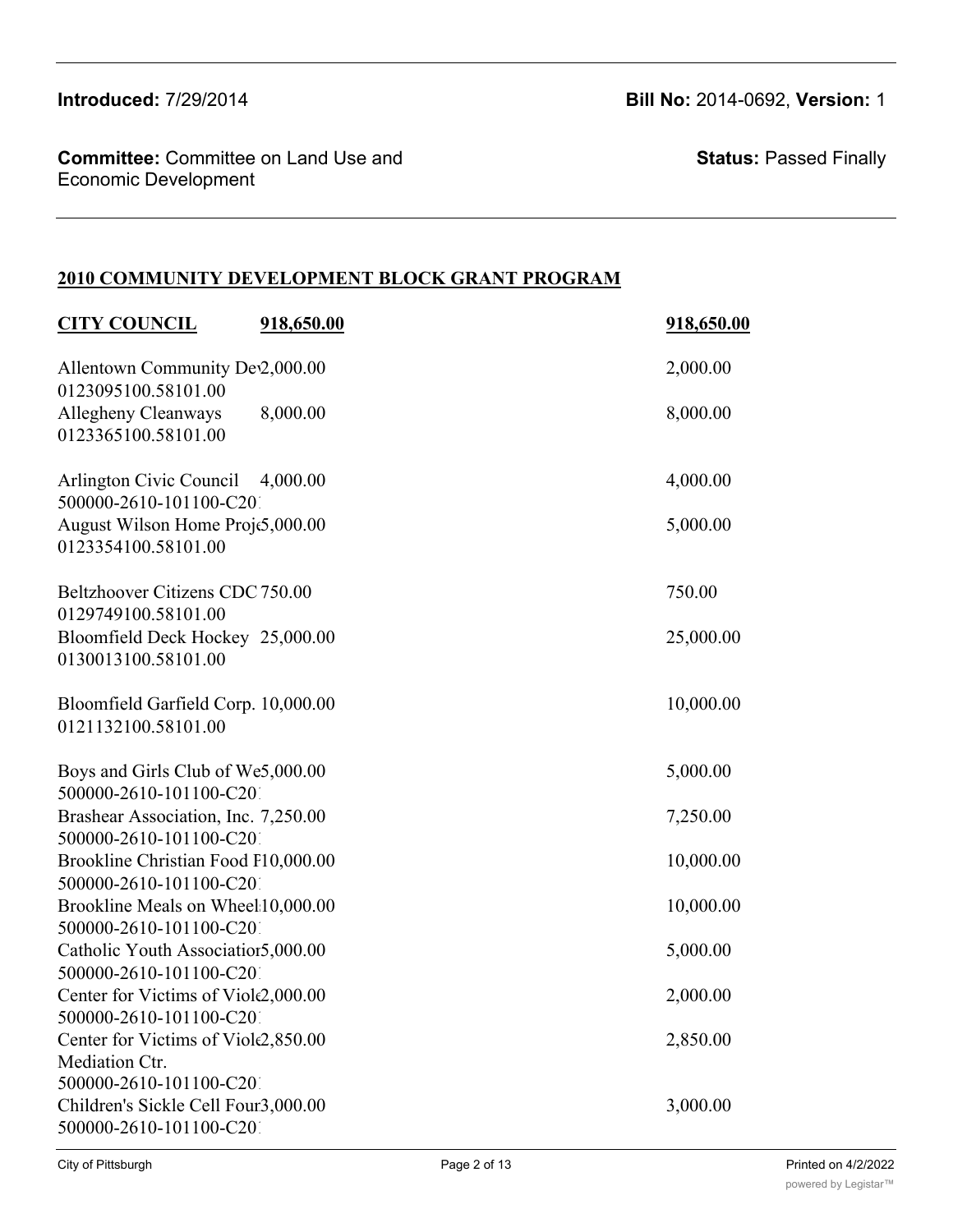**Introduced:** 7/29/2014

**Bill No:** 2014-0692, **Version:** 1

**Committee:** Committee on Land Use and Economic Development

**Status:** Passed Finally

## 2010 COMMUNITY DEVELOPMENT BLOCK GRANT PROGRAM

| **CITY COUNCIL** | **918,650.00** | **918,650.00** |
|---|---|---|
| Allentown Community De 0123095100.58101.00 | 2,000.00 | 2,000.00 |
| Allegheny Cleanways 0123365100.58101.00 | 8,000.00 | 8,000.00 |
| Arlington Civic Council 500000-2610-101100-C20 | 4,000.00 | 4,000.00 |
| August Wilson Home Proj 0123354100.58101.00 | 5,000.00 | 5,000.00 |
| Beltzhoover Citizens CDC 0129749100.58101.00 | 750.00 | 750.00 |
| Bloomfield Deck Hockey 0130013100.58101.00 | 25,000.00 | 25,000.00 |
| Bloomfield Garfield Corp. 0121132100.58101.00 | 10,000.00 | 10,000.00 |
| Boys and Girls Club of We 500000-2610-101100-C20 | 5,000.00 | 5,000.00 |
| Brashear Association, Inc. 500000-2610-101100-C20 | 7,250.00 | 7,250.00 |
| Brookline Christian Food F 500000-2610-101100-C20 | 10,000.00 | 10,000.00 |
| Brookline Meals on Wheel 500000-2610-101100-C20 | 10,000.00 | 10,000.00 |
| Catholic Youth Associatio 500000-2610-101100-C20 | 5,000.00 | 5,000.00 |
| Center for Victims of Viol 500000-2610-101100-C20 | 2,000.00 | 2,000.00 |
| Center for Victims of Viol Mediation Ctr. 500000-2610-101100-C20 | 2,850.00 | 2,850.00 |
| Children's Sickle Cell Fou 500000-2610-101100-C20 | 3,000.00 | 3,000.00 |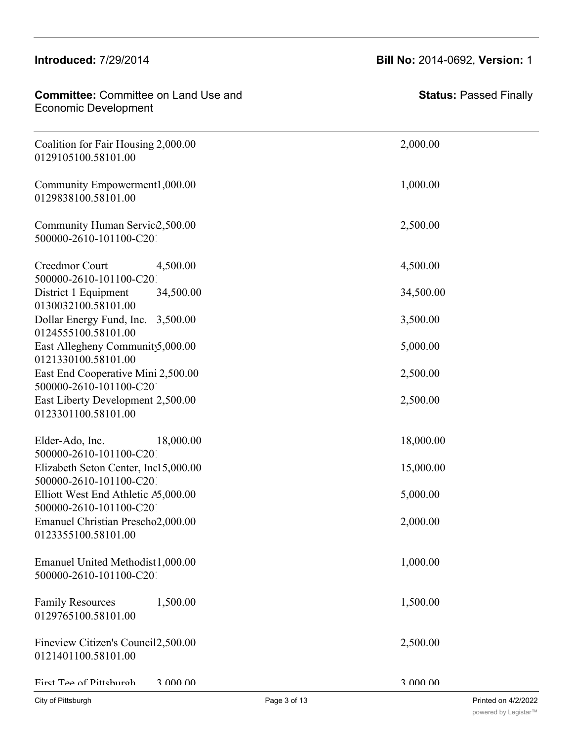**Introduced:** 7/29/2014

**Bill No:** 2014-0692, **Version:** 1

**Committee:** Committee on Land Use and Economic Development

**Status:** Passed Finally

| | | |
|---|---|---|
| Coalition for Fair Housing 0129105100.58101.00 | 2,000.00 | 2,000.00 |
| Community Empowerment 0129838100.58101.00 | 1,000.00 | 1,000.00 |
| Community Human Servic 500000-2610-101100-C20 | 2,500.00 | 2,500.00 |
| Creedmor Court 500000-2610-101100-C20 | 4,500.00 | 4,500.00 |
| District 1 Equipment 0130032100.58101.00 | 34,500.00 | 34,500.00 |
| Dollar Energy Fund, Inc. 0124555100.58101.00 | 3,500.00 | 3,500.00 |
| East Allegheny Community 0121330100.58101.00 | 5,000.00 | 5,000.00 |
| East End Cooperative Mini 500000-2610-101100-C20 | 2,500.00 | 2,500.00 |
| East Liberty Development 0123301100.58101.00 | 2,500.00 | 2,500.00 |
| Elder-Ado, Inc. 500000-2610-101100-C20 | 18,000.00 | 18,000.00 |
| Elizabeth Seton Center, Inc 500000-2610-101100-C20 | 15,000.00 | 15,000.00 |
| Elliott West End Athletic A 500000-2610-101100-C20 | 5,000.00 | 5,000.00 |
| Emanuel Christian Prescho 0123355100.58101.00 | 2,000.00 | 2,000.00 |
| Emanuel United Methodist 500000-2610-101100-C20 | 1,000.00 | 1,000.00 |
| Family Resources 0129765100.58101.00 | 1,500.00 | 1,500.00 |
| Fineview Citizen's Council 0121401100.58101.00 | 2,500.00 | 2,500.00 |
| First Tee of Pittsburgh | 3,000.00 | 3,000.00 |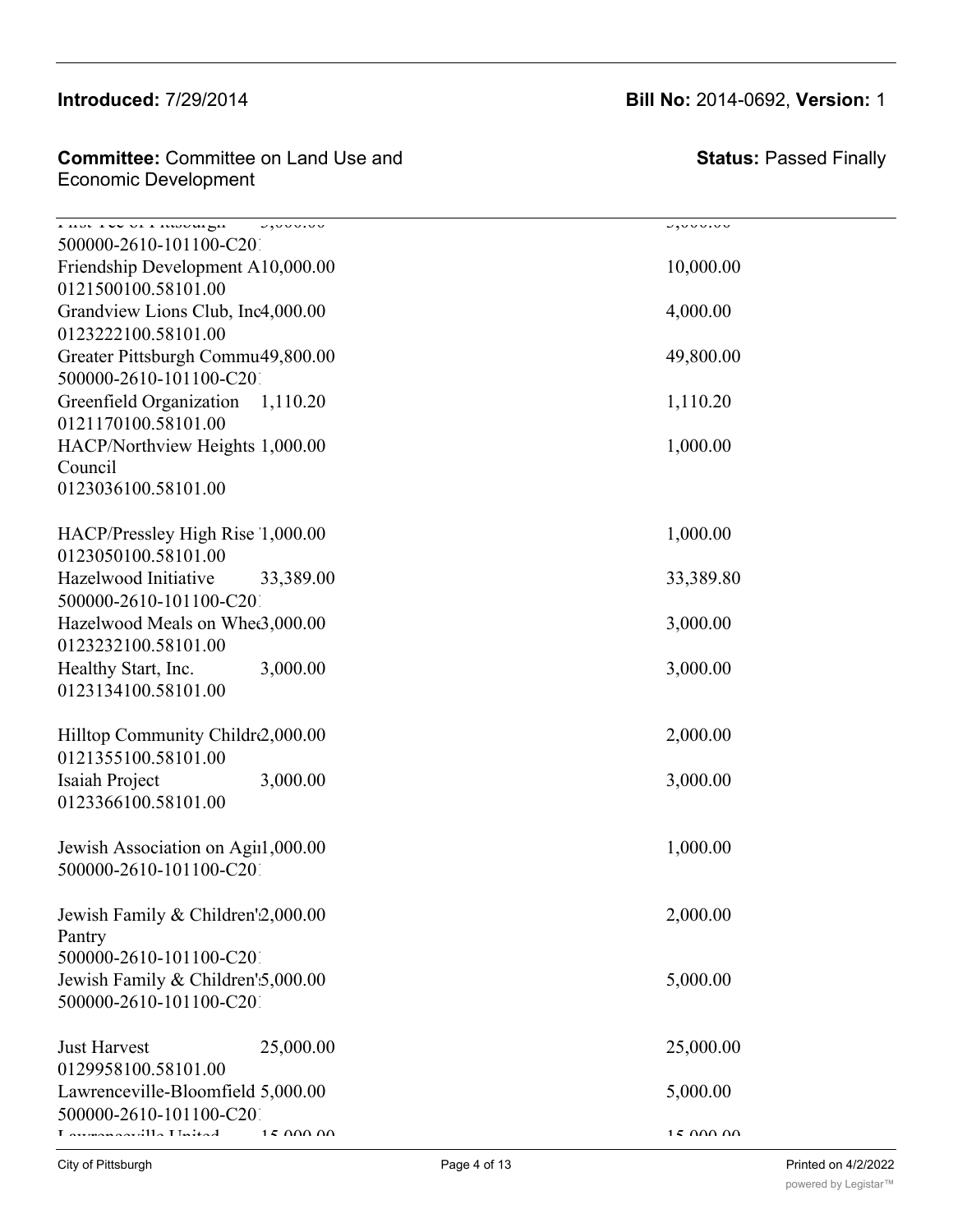| | | |
|---|---|---|
| First Tee of Pittsburgh 500000-2610-101100-C20 | 5,000.00 | 5,000.00 |
| Friendship Development A 0121500100.58101.00 | 10,000.00 | 10,000.00 |
| Grandview Lions Club, Inc 0123222100.58101.00 | 4,000.00 | 4,000.00 |
| Greater Pittsburgh Commu 500000-2610-101100-C20 | 49,800.00 | 49,800.00 |
| Greenfield Organization 0121170100.58101.00 | 1,110.20 | 1,110.20 |
| HACP/Northview Heights Council 0123036100.58101.00 | 1,000.00 | 1,000.00 |
| HACP/Pressley High Rise 0123050100.58101.00 | 1,000.00 | 1,000.00 |
| Hazelwood Initiative 500000-2610-101100-C20 | 33,389.00 | 33,389.80 |
| Hazelwood Meals on Whe 0123232100.58101.00 | 3,000.00 | 3,000.00 |
| Healthy Start, Inc. 0123134100.58101.00 | 3,000.00 | 3,000.00 |
| Hilltop Community Childr 0121355100.58101.00 | 2,000.00 | 2,000.00 |
| Isaiah Project 0123366100.58101.00 | 3,000.00 | 3,000.00 |
| Jewish Association on Agi 500000-2610-101100-C20 | 1,000.00 | 1,000.00 |
| Jewish Family & Children' Pantry 500000-2610-101100-C20 | 2,000.00 | 2,000.00 |
| Jewish Family & Children' 500000-2610-101100-C20 | 5,000.00 | 5,000.00 |
| Just Harvest 0129958100.58101.00 | 25,000.00 | 25,000.00 |
| Lawrenceville-Bloomfield 500000-2610-101100-C20 | 5,000.00 | 5,000.00 |
| Lawrenceville United | 15,000.00 | 15,000.00 |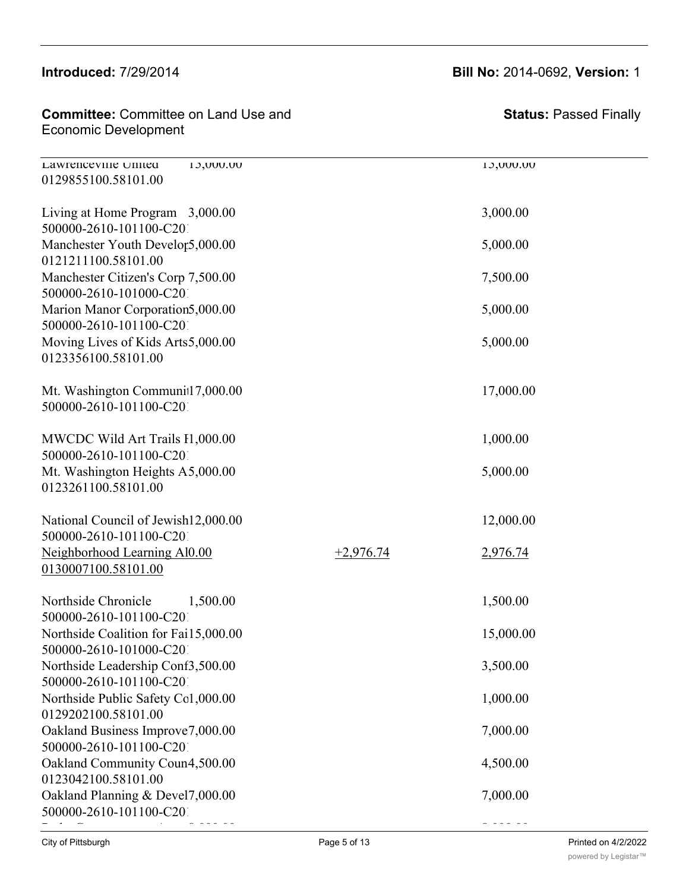| | | | |
|---|---|---|---|
| Lawrenceville United 0129855100.58101.00 | 15,000.00 | | 15,000.00 |
| Living at Home Program 500000-2610-101100-C20 | 3,000.00 | | 3,000.00 |
| Manchester Youth Develop 0121211100.58101.00 | 5,000.00 | | 5,000.00 |
| Manchester Citizen's Corp 500000-2610-101000-C20 | 7,500.00 | | 7,500.00 |
| Marion Manor Corporation 500000-2610-101100-C20 | 5,000.00 | | 5,000.00 |
| Moving Lives of Kids Arts 0123356100.58101.00 | 5,000.00 | | 5,000.00 |
| Mt. Washington Communi 500000-2610-101100-C20 | 17,000.00 | | 17,000.00 |
| MWCDC Wild Art Trails F 500000-2610-101100-C20 | 1,000.00 | | 1,000.00 |
| Mt. Washington Heights A 0123261100.58101.00 | 5,000.00 | | 5,000.00 |
| National Council of Jewish 500000-2610-101100-C20 | 12,000.00 | | 12,000.00 |
| Neighborhood Learning Al 0130007100.58101.00 | 0.00 | +2,976.74 | 2,976.74 |
| Northside Chronicle 500000-2610-101100-C20 | 1,500.00 | | 1,500.00 |
| Northside Coalition for Fai 500000-2610-101000-C20 | 15,000.00 | | 15,000.00 |
| Northside Leadership Conf 500000-2610-101100-C20 | 3,500.00 | | 3,500.00 |
| Northside Public Safety Co 0129202100.58101.00 | 1,000.00 | | 1,000.00 |
| Oakland Business Improve 500000-2610-101100-C20 | 7,000.00 | | 7,000.00 |
| Oakland Community Coun 0123042100.58101.00 | 4,500.00 | | 4,500.00 |
| Oakland Planning & Devel 500000-2610-101100-C20 | 7,000.00 | | 7,000.00 |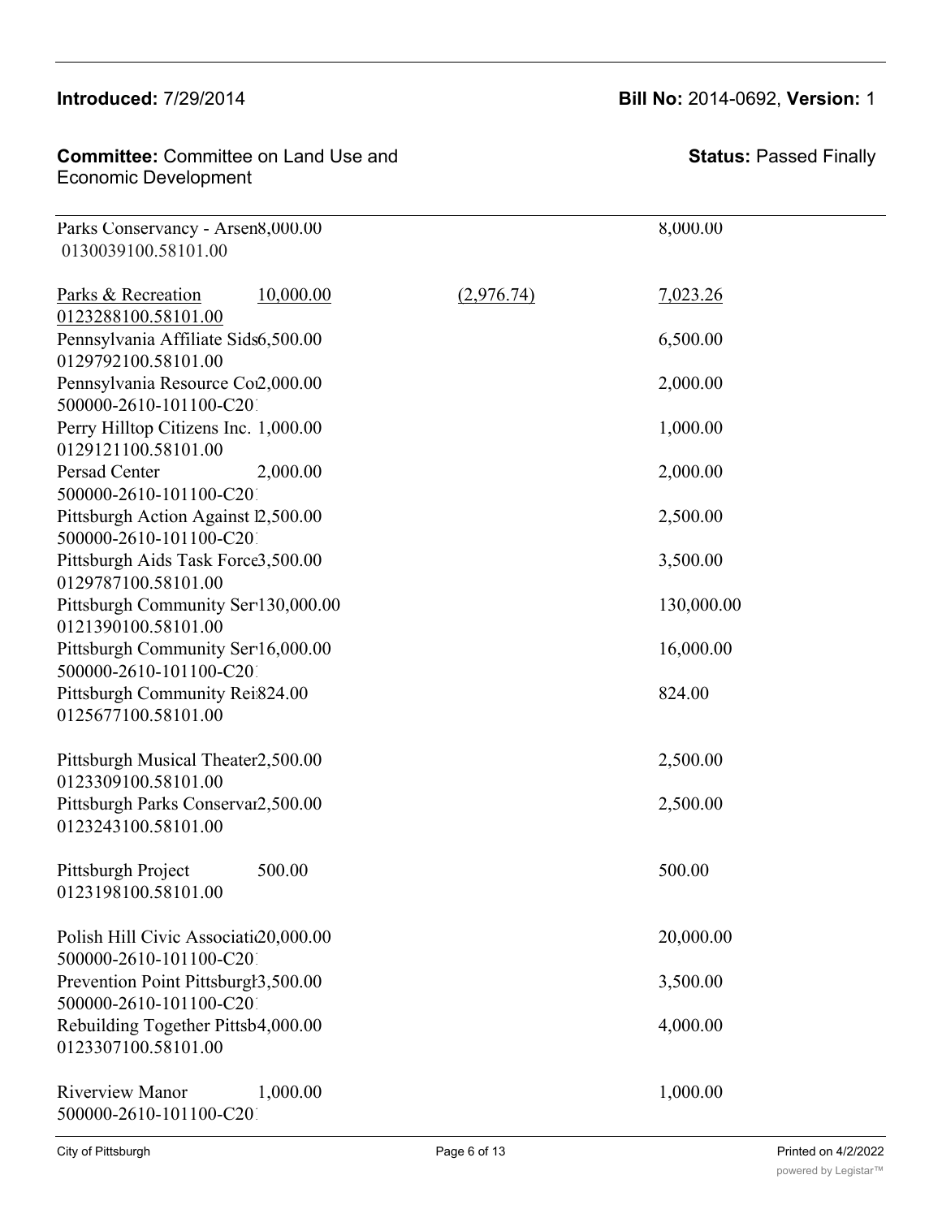**Introduced:** 7/29/2014

**Bill No:** 2014-0692, **Version:** 1

**Committee:** Committee on Land Use and Economic Development

**Status:** Passed Finally

| | | | |
|---|---|---|---|
| Parks Conservancy - Arsen<br>0130039100.58101.00 | 8,000.00 | | 8,000.00 |
| Parks & Recreation<br>0123288100.58101.00 | 10,000.00 | (2,976.74) | 7,023.26 |
| Pennsylvania Affiliate Sids<br>0129792100.58101.00 | 6,500.00 | | 6,500.00 |
| Pennsylvania Resource Co<br>500000-2610-101100-C20 | 2,000.00 | | 2,000.00 |
| Perry Hilltop Citizens Inc.<br>0129121100.58101.00 | 1,000.00 | | 1,000.00 |
| Persad Center<br>500000-2610-101100-C20 | 2,000.00 | | 2,000.00 |
| Pittsburgh Action Against I<br>500000-2610-101100-C20 | 2,500.00 | | 2,500.00 |
| Pittsburgh Aids Task Force<br>0129787100.58101.00 | 3,500.00 | | 3,500.00 |
| Pittsburgh Community Ser<br>0121390100.58101.00 | 130,000.00 | | 130,000.00 |
| Pittsburgh Community Ser<br>500000-2610-101100-C20 | 16,000.00 | | 16,000.00 |
| Pittsburgh Community Rei<br>0125677100.58101.00 | 824.00 | | 824.00 |
| Pittsburgh Musical Theater<br>0123309100.58101.00 | 2,500.00 | | 2,500.00 |
| Pittsburgh Parks Conservar<br>0123243100.58101.00 | 2,500.00 | | 2,500.00 |
| Pittsburgh Project<br>0123198100.58101.00 | 500.00 | | 500.00 |
| Polish Hill Civic Associati<br>500000-2610-101100-C20 | 20,000.00 | | 20,000.00 |
| Prevention Point Pittsburgh<br>500000-2610-101100-C20 | 3,500.00 | | 3,500.00 |
| Rebuilding Together Pittsb<br>0123307100.58101.00 | 4,000.00 | | 4,000.00 |
| Riverview Manor<br>500000-2610-101100-C20 | 1,000.00 | | 1,000.00 |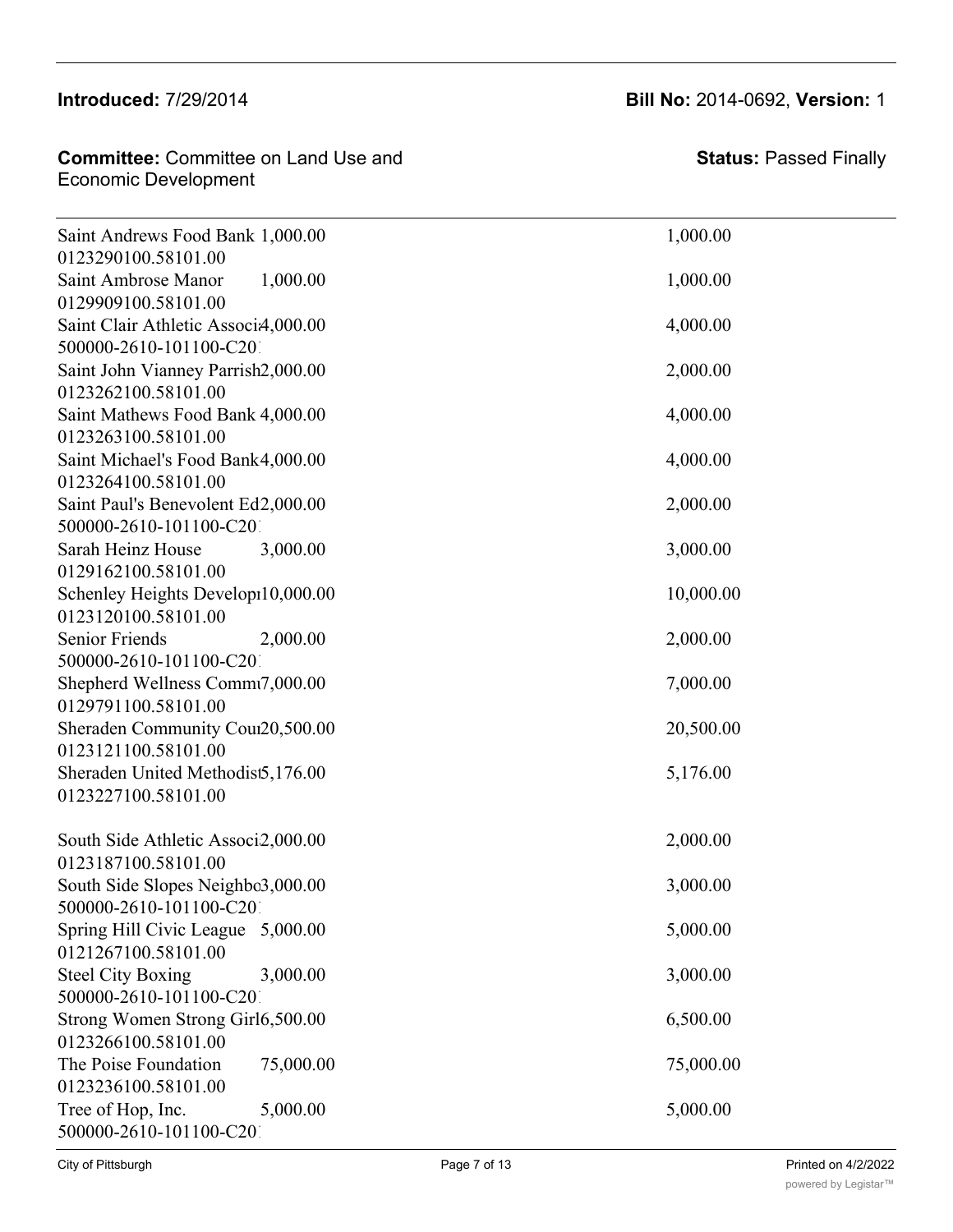**Introduced:** 7/29/2014

**Bill No:** 2014-0692, **Version:** 1

**Committee:** Committee on Land Use and Economic Development

**Status:** Passed Finally

| | | |
|---|---|---|
| Saint Andrews Food Bank 0123290100.58101.00 | 1,000.00 | 1,000.00 |
| Saint Ambrose Manor 0129909100.58101.00 | 1,000.00 | 1,000.00 |
| Saint Clair Athletic Associ 500000-2610-101100-C20 | 4,000.00 | 4,000.00 |
| Saint John Vianney Parish 0123262100.58101.00 | 2,000.00 | 2,000.00 |
| Saint Mathews Food Bank 0123263100.58101.00 | 4,000.00 | 4,000.00 |
| Saint Michael's Food Bank 0123264100.58101.00 | 4,000.00 | 4,000.00 |
| Saint Paul's Benevolent Ed 500000-2610-101100-C20 | 2,000.00 | 2,000.00 |
| Sarah Heinz House 0129162100.58101.00 | 3,000.00 | 3,000.00 |
| Schenley Heights Develop 0123120100.58101.00 | 10,000.00 | 10,000.00 |
| Senior Friends 500000-2610-101100-C20 | 2,000.00 | 2,000.00 |
| Shepherd Wellness Comm 0129791100.58101.00 | 7,000.00 | 7,000.00 |
| Sheraden Community Cou 0123121100.58101.00 | 20,500.00 | 20,500.00 |
| Sheraden United Methodist 0123227100.58101.00 | 5,176.00 | 5,176.00 |
| South Side Athletic Associ 0123187100.58101.00 | 2,000.00 | 2,000.00 |
| South Side Slopes Neighbo 500000-2610-101100-C20 | 3,000.00 | 3,000.00 |
| Spring Hill Civic League 0121267100.58101.00 | 5,000.00 | 5,000.00 |
| Steel City Boxing 500000-2610-101100-C20 | 3,000.00 | 3,000.00 |
| Strong Women Strong Girl 0123266100.58101.00 | 6,500.00 | 6,500.00 |
| The Poise Foundation 0123236100.58101.00 | 75,000.00 | 75,000.00 |
| Tree of Hop, Inc. 500000-2610-101100-C20 | 5,000.00 | 5,000.00 |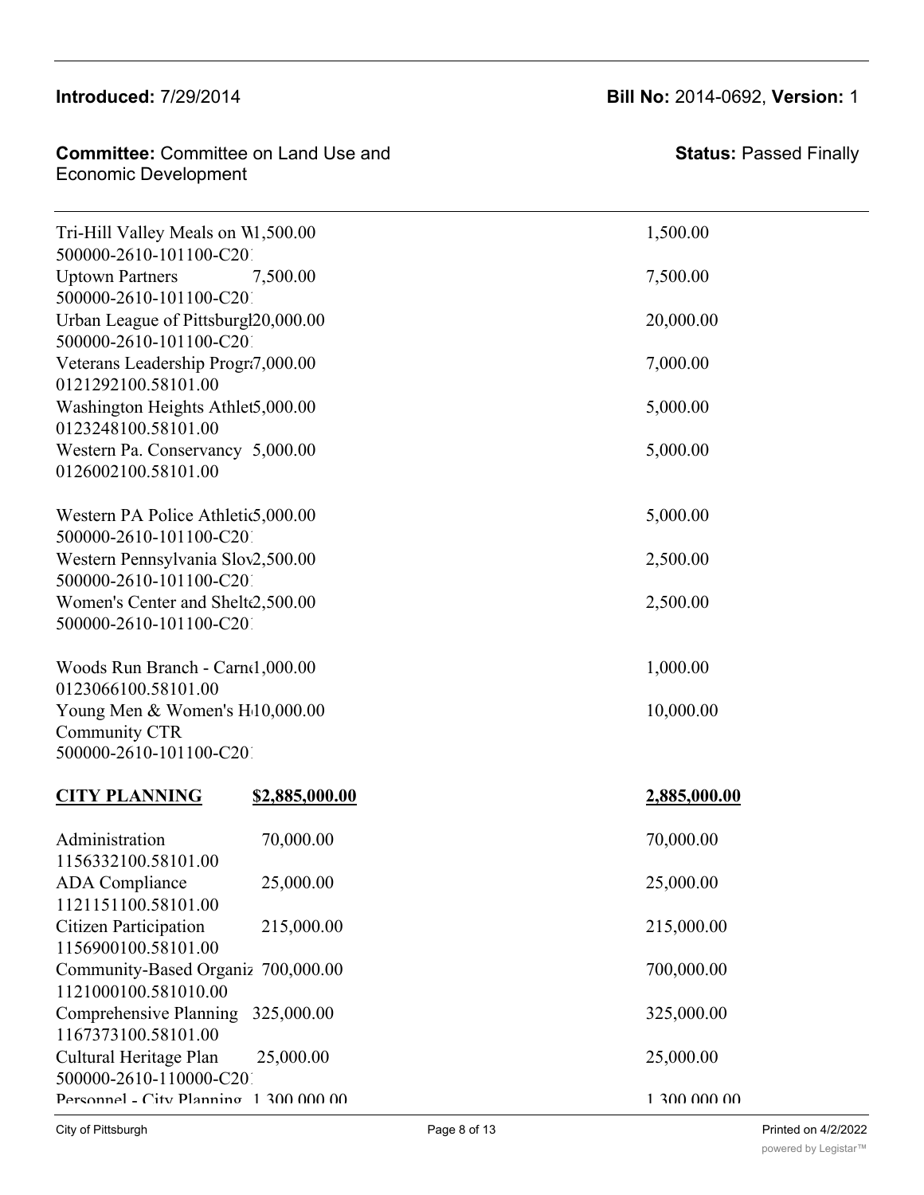**Introduced:** 7/29/2014 **Bill No:** 2014-0692, **Version:** 1

**Committee:** Committee on Land Use and Economic Development **Status:** Passed Finally

| | | |
|---|---|---|
| Tri-Hill Valley Meals on W 500000-2610-101100-C20 | 1,500.00 | 1,500.00 |
| Uptown Partners 500000-2610-101100-C20 | 7,500.00 | 7,500.00 |
| Urban League of Pittsburgh 500000-2610-101100-C20 | 20,000.00 | 20,000.00 |
| Veterans Leadership Progr 0121292100.58101.00 | 7,000.00 | 7,000.00 |
| Washington Heights Athlet 0123248100.58101.00 | 5,000.00 | 5,000.00 |
| Western Pa. Conservancy 0126002100.58101.00 | 5,000.00 | 5,000.00 |
| Western PA Police Athletic 500000-2610-101100-C20 | 5,000.00 | 5,000.00 |
| Western Pennsylvania Slov 500000-2610-101100-C20 | 2,500.00 | 2,500.00 |
| Women's Center and Shelte 500000-2610-101100-C20 | 2,500.00 | 2,500.00 |
| Woods Run Branch - Carn 0123066100.58101.00 | 1,000.00 | 1,000.00 |
| Young Men & Women's H Community CTR 500000-2610-101100-C20 | 10,000.00 | 10,000.00 |
| **CITY PLANNING** | **$2,885,000.00** | **2,885,000.00** |
| Administration 1156332100.58101.00 | 70,000.00 | 70,000.00 |
| ADA Compliance 1121151100.58101.00 | 25,000.00 | 25,000.00 |
| Citizen Participation 1156900100.58101.00 | 215,000.00 | 215,000.00 |
| Community-Based Organiz 1121000100.581010.00 | 700,000.00 | 700,000.00 |
| Comprehensive Planning 1167373100.58101.00 | 325,000.00 | 325,000.00 |
| Cultural Heritage Plan 500000-2610-110000-C20 | 25,000.00 | 25,000.00 |
| Personnel - City Planning | 1,300,000.00 | 1,300,000.00 |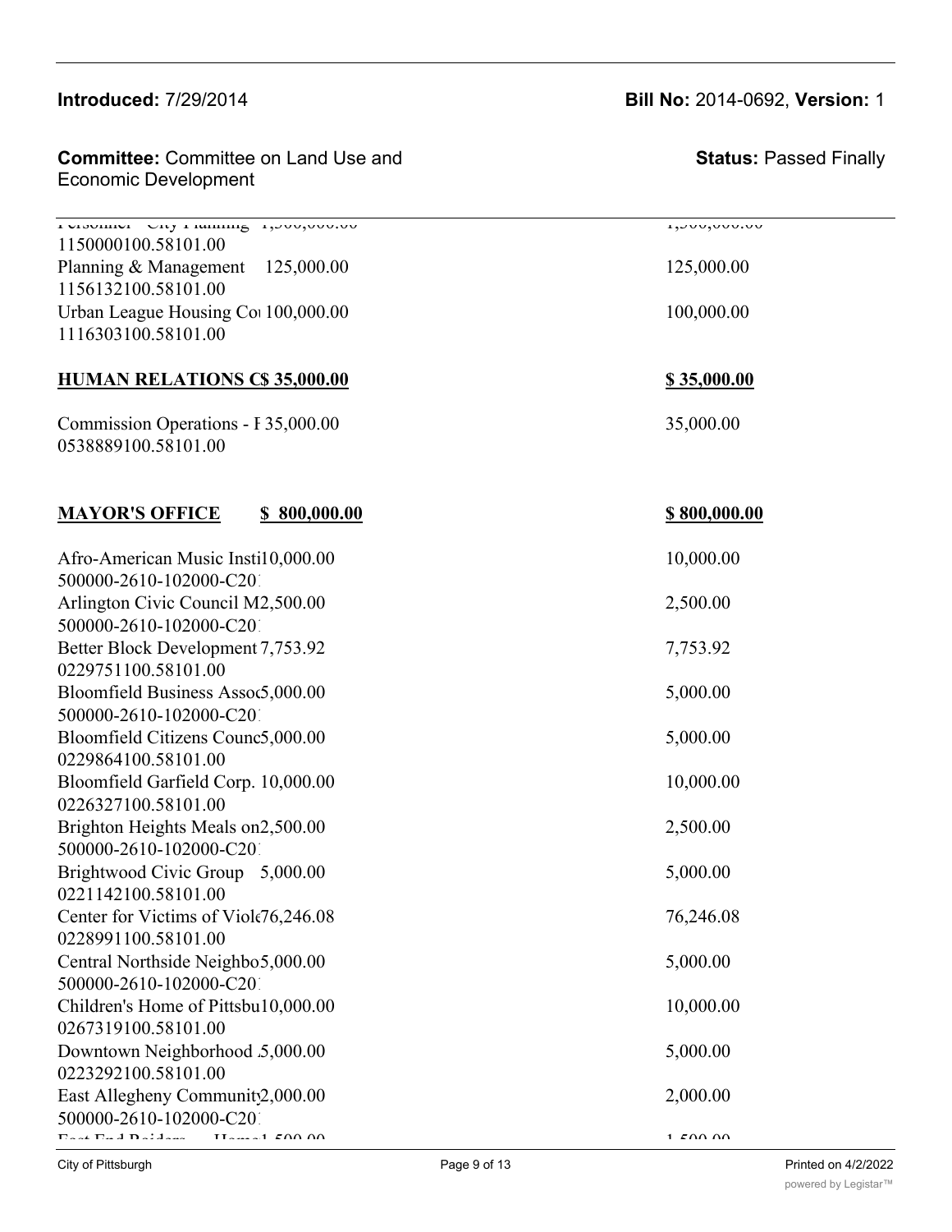Personnel - City Planning 1,500,000.00 | 1,500,000.00
1150000100.58101.00

| | | |
|---|---|---|
| Planning & Management<br>1156132100.58101.00 | 125,000.00 | 125,000.00 |
| Urban League Housing Co<br>1116303100.58101.00 | 100,000.00 | 100,000.00 |
| **HUMAN RELATIONS C** | **$ 35,000.00** | **$ 35,000.00** |
| Commission Operations - I<br>0538889100.58101.00 | 35,000.00 | 35,000.00 |
| **MAYOR'S OFFICE** | **$ 800,000.00** | **$ 800,000.00** |
| Afro-American Music Insti<br>500000-2610-102000-C20 | 10,000.00 | 10,000.00 |
| Arlington Civic Council M<br>500000-2610-102000-C20 | 2,500.00 | 2,500.00 |
| Better Block Development<br>0229751100.58101.00 | 7,753.92 | 7,753.92 |
| Bloomfield Business Asso<br>500000-2610-102000-C20 | 5,000.00 | 5,000.00 |
| Bloomfield Citizens Counc<br>0229864100.58101.00 | 5,000.00 | 5,000.00 |
| Bloomfield Garfield Corp.<br>0226327100.58101.00 | 10,000.00 | 10,000.00 |
| Brighton Heights Meals on<br>500000-2610-102000-C20 | 2,500.00 | 2,500.00 |
| Brightwood Civic Group<br>0221142100.58101.00 | 5,000.00 | 5,000.00 |
| Center for Victims of Viol<br>0228991100.58101.00 | 76,246.08 | 76,246.08 |
| Central Northside Neighbo<br>500000-2610-102000-C20 | 5,000.00 | 5,000.00 |
| Children's Home of Pittsbu<br>0267319100.58101.00 | 10,000.00 | 10,000.00 |
| Downtown Neighborhood<br>0223292100.58101.00 | 5,000.00 | 5,000.00 |
| East Allegheny Communit<br>500000-2610-102000-C20 | 2,000.00 | 2,000.00 |
| East End Raiders Home | 1,500.00 | 1,500.00 |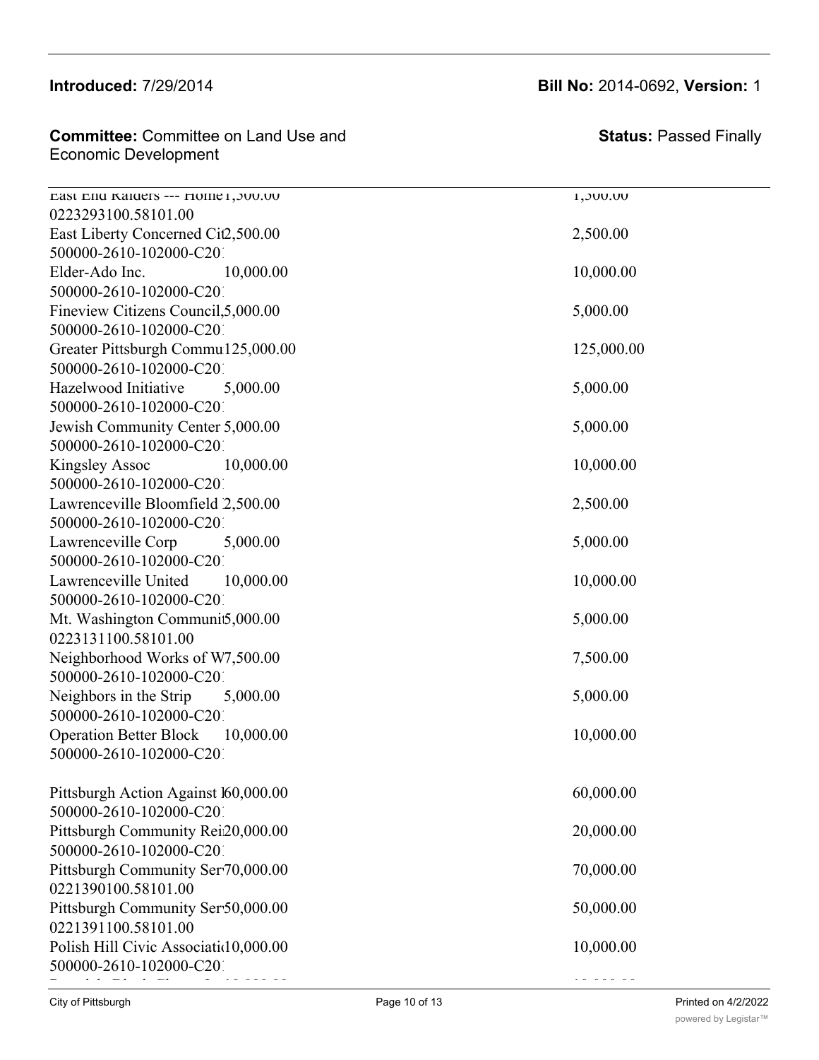**Introduced:** 7/29/2014

**Bill No:** 2014-0692, **Version:** 1

**Committee:** Committee on Land Use and Economic Development

**Status:** Passed Finally

| | | |
|---|---|---|
| East End Raiders --- Home 0223293100.58101.00 | 1,500.00 | 1,500.00 |
| East Liberty Concerned Cit 500000-2610-102000-C20 | 2,500.00 | 2,500.00 |
| Elder-Ado Inc. 500000-2610-102000-C20 | 10,000.00 | 10,000.00 |
| Fineview Citizens Council 500000-2610-102000-C20 | 5,000.00 | 5,000.00 |
| Greater Pittsburgh Commu 500000-2610-102000-C20 | 125,000.00 | 125,000.00 |
| Hazelwood Initiative 500000-2610-102000-C20 | 5,000.00 | 5,000.00 |
| Jewish Community Center 500000-2610-102000-C20 | 5,000.00 | 5,000.00 |
| Kingsley Assoc 500000-2610-102000-C20 | 10,000.00 | 10,000.00 |
| Lawrenceville Bloomfield 500000-2610-102000-C20 | 2,500.00 | 2,500.00 |
| Lawrenceville Corp 500000-2610-102000-C20 | 5,000.00 | 5,000.00 |
| Lawrenceville United 500000-2610-102000-C20 | 10,000.00 | 10,000.00 |
| Mt. Washington Communit 0223131100.58101.00 | 5,000.00 | 5,000.00 |
| Neighborhood Works of W 500000-2610-102000-C20 | 7,500.00 | 7,500.00 |
| Neighbors in the Strip 500000-2610-102000-C20 | 5,000.00 | 5,000.00 |
| Operation Better Block 500000-2610-102000-C20 | 10,000.00 | 10,000.00 |
| Pittsburgh Action Against 500000-2610-102000-C20 | 60,000.00 | 60,000.00 |
| Pittsburgh Community Rei 500000-2610-102000-C20 | 20,000.00 | 20,000.00 |
| Pittsburgh Community Ser 0221390100.58101.00 | 70,000.00 | 70,000.00 |
| Pittsburgh Community Ser 0221391100.58101.00 | 50,000.00 | 50,000.00 |
| Polish Hill Civic Associati 500000-2610-102000-C20 | 10,000.00 | 10,000.00 |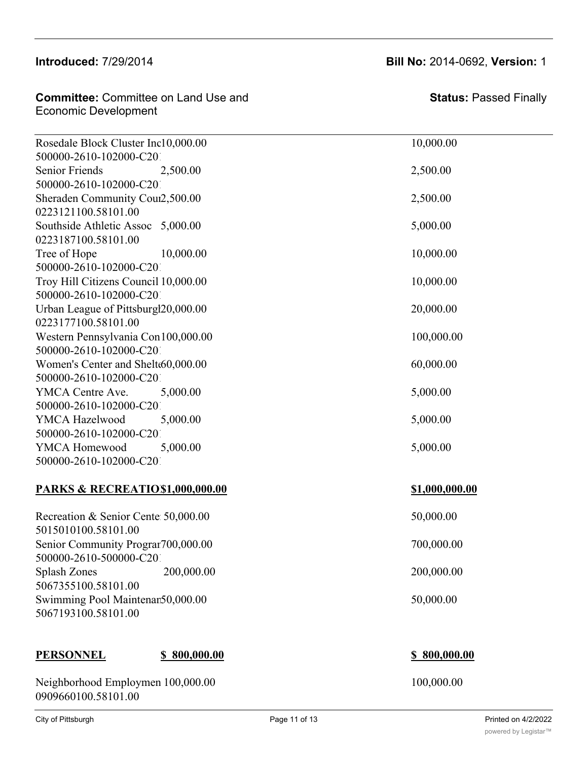**Introduced:** 7/29/2014

**Bill No:** 2014-0692, **Version:** 1

**Committee:** Committee on Land Use and Economic Development

**Status:** Passed Finally

| | | |
|---|---|---|
| Rosedale Block Cluster Inc 500000-2610-102000-C20 | 10,000.00 | 10,000.00 |
| Senior Friends 500000-2610-102000-C20 | 2,500.00 | 2,500.00 |
| Sheraden Community Cou 0223121100.58101.00 | 2,500.00 | 2,500.00 |
| Southside Athletic Assoc 0223187100.58101.00 | 5,000.00 | 5,000.00 |
| Tree of Hope 500000-2610-102000-C20 | 10,000.00 | 10,000.00 |
| Troy Hill Citizens Council 500000-2610-102000-C20 | 10,000.00 | 10,000.00 |
| Urban League of Pittsburgh 0223177100.58101.00 | 20,000.00 | 20,000.00 |
| Western Pennsylvania Con 500000-2610-102000-C20 | 100,000.00 | 100,000.00 |
| Women's Center and Shelt 500000-2610-102000-C20 | 60,000.00 | 60,000.00 |
| YMCA Centre Ave. 500000-2610-102000-C20 | 5,000.00 | 5,000.00 |
| YMCA Hazelwood 500000-2610-102000-C20 | 5,000.00 | 5,000.00 |
| YMCA Homewood 500000-2610-102000-C20 | 5,000.00 | 5,000.00 |
| **PARKS & RECREATIO** | **$1,000,000.00** | **$1,000,000.00** |
| Recreation & Senior Cente 5015010100.58101.00 | 50,000.00 | 50,000.00 |
| Senior Community Prograr 500000-2610-500000-C20 | 700,000.00 | 700,000.00 |
| Splash Zones 5067355100.58101.00 | 200,000.00 | 200,000.00 |
| Swimming Pool Maintenan 5067193100.58101.00 | 50,000.00 | 50,000.00 |
| **PERSONNEL** | **$ 800,000.00** | **$ 800,000.00** |
| Neighborhood Employmen 0909660100.58101.00 | 100,000.00 | 100,000.00 |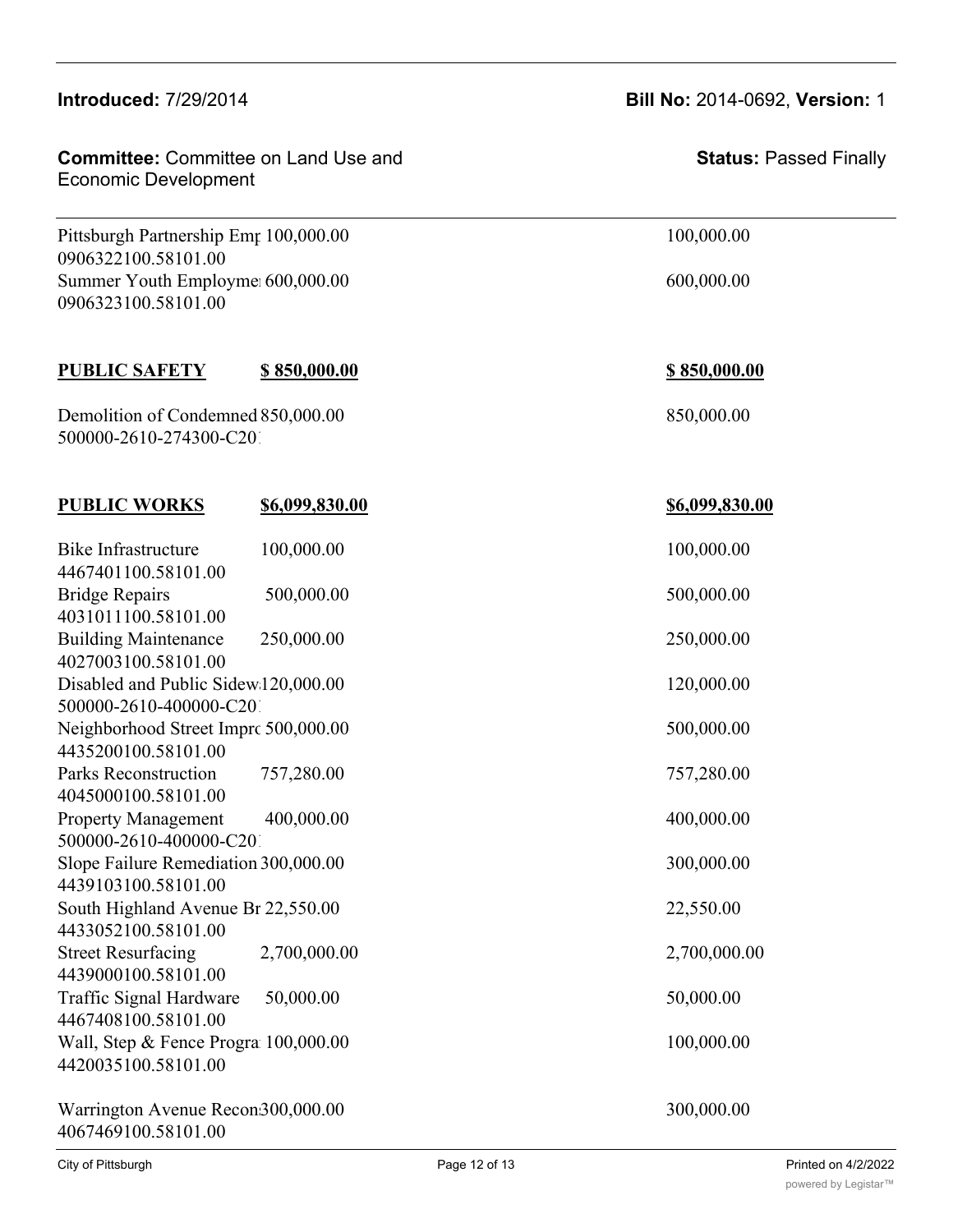| | | |
|---|---|---|
| Pittsburgh Partnership Emp<br>0906322100.58101.00 | 100,000.00 | 100,000.00 |
| Summer Youth Employme<br>0906323100.58101.00 | 600,000.00 | 600,000.00 |
| | | |
| **PUBLIC SAFETY** | **$ 850,000.00** | **$ 850,000.00** |
| | | |
| Demolition of Condemned<br>500000-2610-274300-C20 | 850,000.00 | 850,000.00 |
| | | |
| **PUBLIC WORKS** | **$6,099,830.00** | **$6,099,830.00** |
| | | |
| Bike Infrastructure<br>4467401100.58101.00 | 100,000.00 | 100,000.00 |
| Bridge Repairs<br>4031011100.58101.00 | 500,000.00 | 500,000.00 |
| Building Maintenance<br>4027003100.58101.00 | 250,000.00 | 250,000.00 |
| Disabled and Public Sidew<br>500000-2610-400000-C20 | 120,000.00 | 120,000.00 |
| Neighborhood Street Impr<br>4435200100.58101.00 | 500,000.00 | 500,000.00 |
| Parks Reconstruction<br>4045000100.58101.00 | 757,280.00 | 757,280.00 |
| Property Management<br>500000-2610-400000-C20 | 400,000.00 | 400,000.00 |
| Slope Failure Remediation<br>4439103100.58101.00 | 300,000.00 | 300,000.00 |
| South Highland Avenue Br<br>4433052100.58101.00 | 22,550.00 | 22,550.00 |
| Street Resurfacing<br>4439000100.58101.00 | 2,700,000.00 | 2,700,000.00 |
| Traffic Signal Hardware<br>4467408100.58101.00 | 50,000.00 | 50,000.00 |
| Wall, Step & Fence Progra<br>4420035100.58101.00 | 100,000.00 | 100,000.00 |
| Warrington Avenue Recon<br>4067469100.58101.00 | 300,000.00 | 300,000.00 |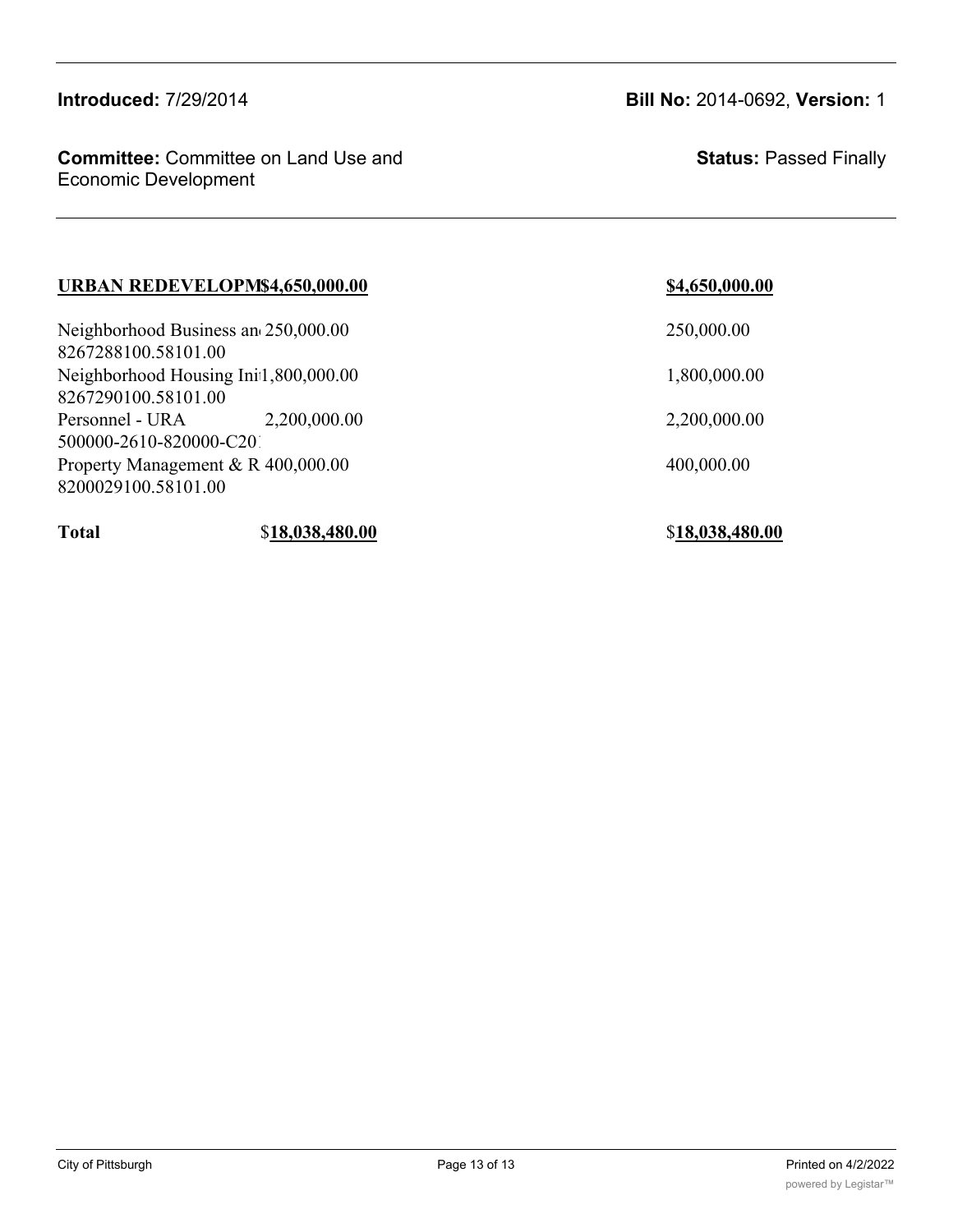**Introduced:** 7/29/2014

**Bill No:** 2014-0692, **Version:** 1

**Committee:** Committee on Land Use and Economic Development

**Status:** Passed Finally

| | | |
|---|---|---|
| **URBAN REDEVELOPM** | **$4,650,000.00** | **$4,650,000.00** |
| Neighborhood Business an 8267288100.58101.00 | 250,000.00 | 250,000.00 |
| Neighborhood Housing Ini 8267290100.58101.00 | 1,800,000.00 | 1,800,000.00 |
| Personnel - URA 500000-2610-820000-C201 | 2,200,000.00 | 2,200,000.00 |
| Property Management & R 8200029100.58101.00 | 400,000.00 | 400,000.00 |
| **Total** | $**18,038,480.00** | $**18,038,480.00** |